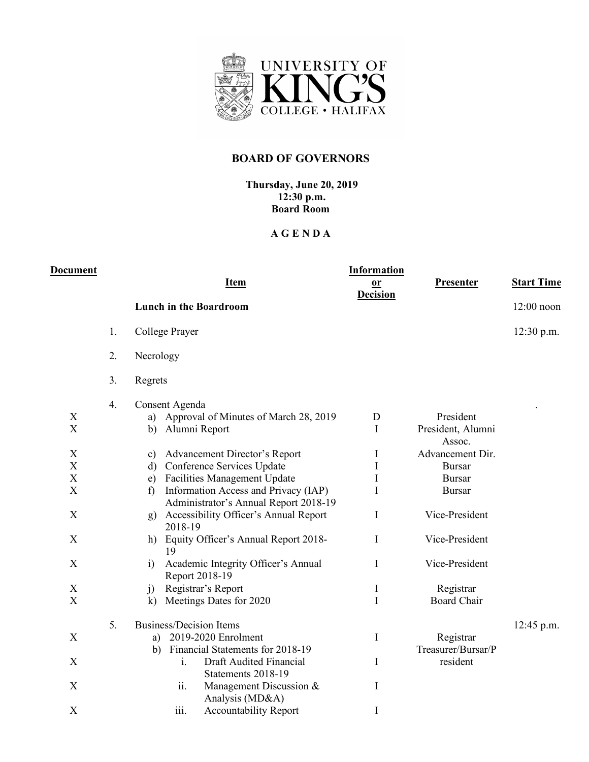# BOARD OF GOVERNORS

**Thursday, June 20, 2019**
**12:30 p.m.**
**Board Room**

**A G E N D A**

| Document | | Item | Information or Decision | Presenter | Start Time |
|---|---|---|---|---|---|
| | | **Lunch in the Boardroom** | | | 12:00 noon |
| | 1. | College Prayer | | | 12:30 p.m. |
| | 2. | Necrology | | | |
| | 3. | Regrets | | | |
| | 4. | Consent Agenda | | | . |
| X | | a) Approval of Minutes of March 28, 2019 | D | President | |
| X | | b) Alumni Report | I | President, Alumni Assoc. | |
| X | | c) Advancement Director's Report | I | Advancement Dir. | |
| X | | d) Conference Services Update | I | Bursar | |
| X | | e) Facilities Management Update | I | Bursar | |
| X | | f) Information Access and Privacy (IAP) Administrator's Annual Report 2018-19 | I | Bursar | |
| X | | g) Accessibility Officer's Annual Report 2018-19 | I | Vice-President | |
| X | | h) Equity Officer's Annual Report 2018-19 | I | Vice-President | |
| X | | i) Academic Integrity Officer's Annual Report 2018-19 | I | Vice-President | |
| X | | j) Registrar's Report | I | Registrar | |
| X | | k) Meetings Dates for 2020 | I | Board Chair | |
| | 5. | Business/Decision Items | | | 12:45 p.m. |
| X | | a) 2019-2020 Enrolment | I | Registrar | |
| | | b) Financial Statements for 2018-19 | | Treasurer/Bursar/President | |
| X | | i. Draft Audited Financial Statements 2018-19 | I | | |
| X | | ii. Management Discussion & Analysis (MD&A) | I | | |
| X | | iii. Accountability Report | I | | |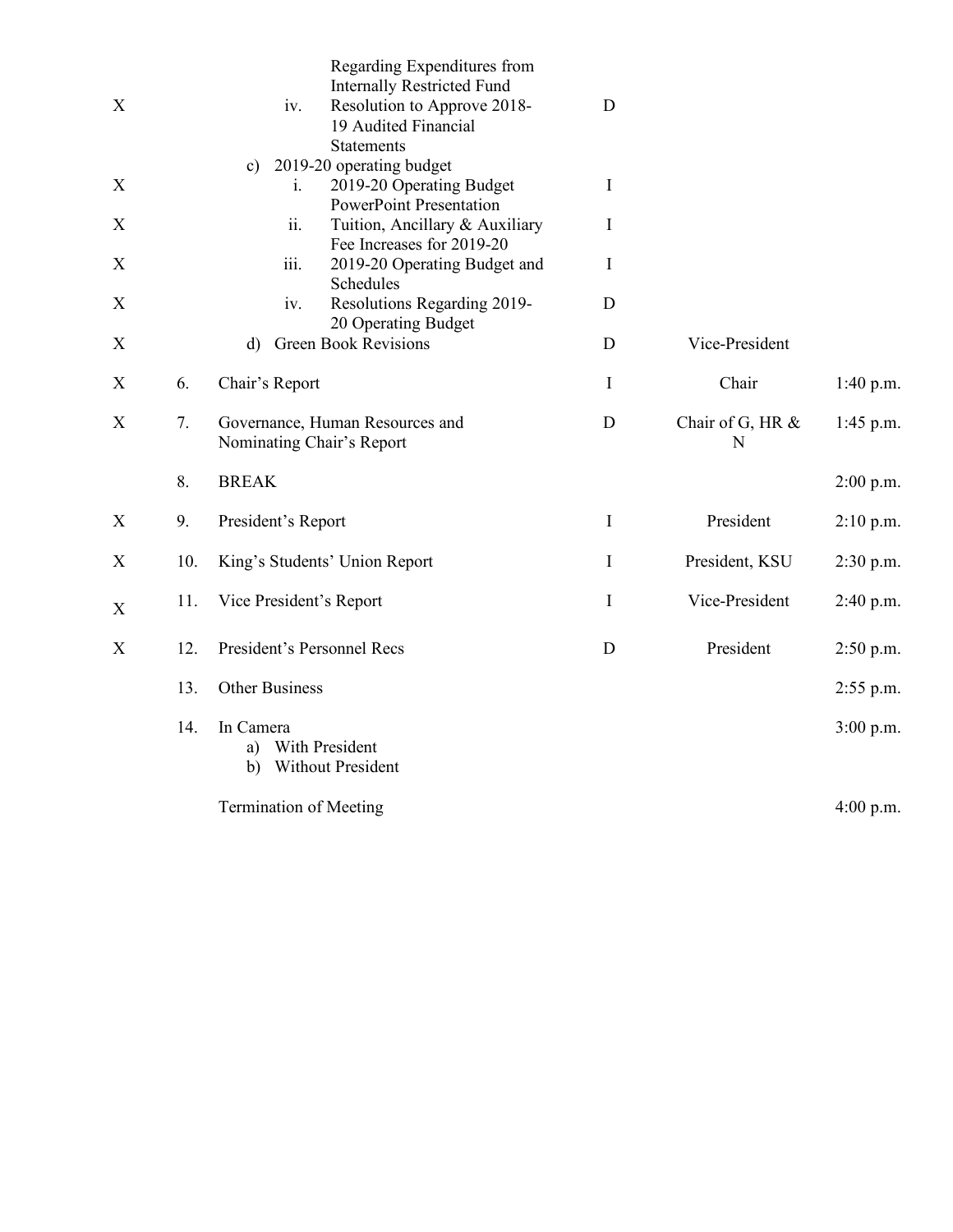| | | | | | |
|---|---|---|---|---|---|
| X | | iv. Regarding Expenditures from Internally Restricted Fund Resolution to Approve 2018-19 Audited Financial Statements | D | | |
| | | c) 2019-20 operating budget | | | |
| X | | i. 2019-20 Operating Budget PowerPoint Presentation | I | | |
| X | | ii. Tuition, Ancillary & Auxiliary Fee Increases for 2019-20 | I | | |
| X | | iii. 2019-20 Operating Budget and Schedules | I | | |
| X | | iv. Resolutions Regarding 2019-20 Operating Budget | D | | |
| X | | d) Green Book Revisions | D | Vice-President | |
| X | 6. | Chair's Report | I | Chair | 1:40 p.m. |
| X | 7. | Governance, Human Resources and Nominating Chair's Report | D | Chair of G, HR & N | 1:45 p.m. |
| | 8. | BREAK | | | 2:00 p.m. |
| X | 9. | President's Report | I | President | 2:10 p.m. |
| X | 10. | King's Students' Union Report | I | President, KSU | 2:30 p.m. |
| X | 11. | Vice President's Report | I | Vice-President | 2:40 p.m. |
| X | 12. | President's Personnel Recs | D | President | 2:50 p.m. |
| | 13. | Other Business | | | 2:55 p.m. |
| | 14. | In Camera<br>a) With President<br>b) Without President | | | 3:00 p.m. |
| | | Termination of Meeting | | | 4:00 p.m. |